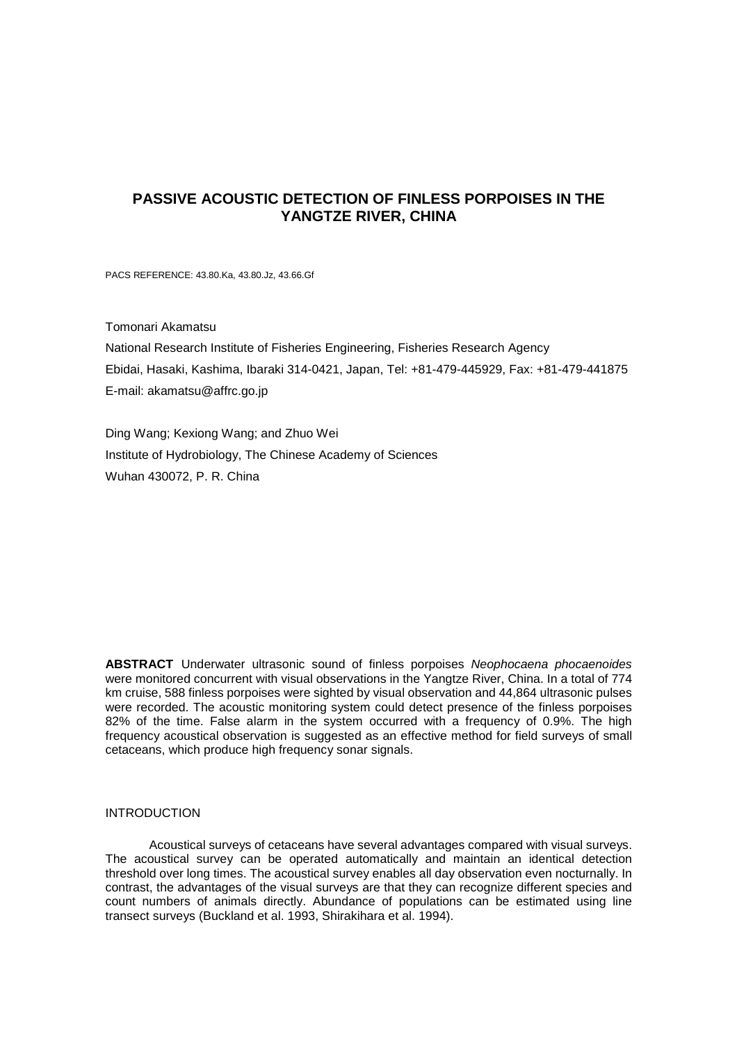# PASSIVE ACOUSTIC DETECTION OF FINLESS PORPOISES IN THE YANGTZE RIVER, CHINA

PACS REFERENCE: 43.80.Ka, 43.80.Jz, 43.66.Gf

Tomonari Akamatsu

National Research Institute of Fisheries Engineering, Fisheries Research Agency

Ebidai, Hasaki, Kashima, Ibaraki 314-0421, Japan, Tel: +81-479-445929, Fax: +81-479-441875

E-mail: akamatsu@affrc.go.jp

Ding Wang; Kexiong Wang; and Zhuo Wei

Institute of Hydrobiology, The Chinese Academy of Sciences

Wuhan 430072, P. R. China

**ABSTRACT** Underwater ultrasonic sound of finless porpoises *Neophocaena phocaenoides* were monitored concurrent with visual observations in the Yangtze River, China. In a total of 774 km cruise, 588 finless porpoises were sighted by visual observation and 44,864 ultrasonic pulses were recorded. The acoustic monitoring system could detect presence of the finless porpoises 82% of the time. False alarm in the system occurred with a frequency of 0.9%. The high frequency acoustical observation is suggested as an effective method for field surveys of small cetaceans, which produce high frequency sonar signals.

## INTRODUCTION

Acoustical surveys of cetaceans have several advantages compared with visual surveys. The acoustical survey can be operated automatically and maintain an identical detection threshold over long times. The acoustical survey enables all day observation even nocturnally. In contrast, the advantages of the visual surveys are that they can recognize different species and count numbers of animals directly. Abundance of populations can be estimated using line transect surveys (Buckland et al. 1993, Shirakihara et al. 1994).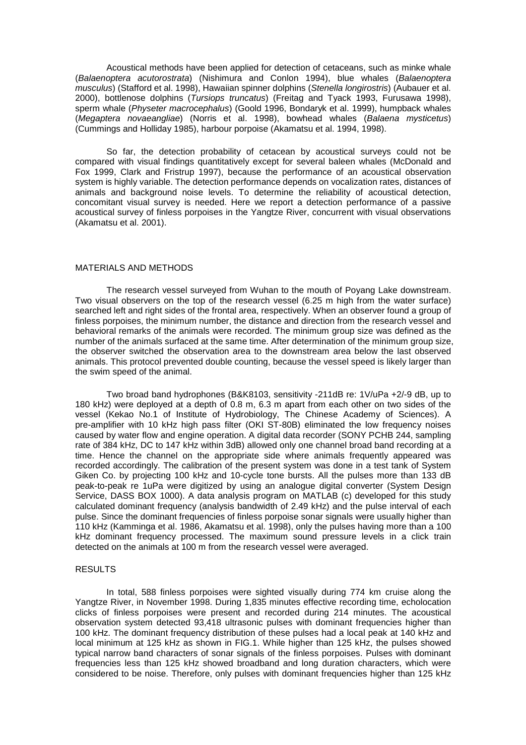Acoustical methods have been applied for detection of cetaceans, such as minke whale (*Balaenoptera acutorostrata*) (Nishimura and Conlon 1994), blue whales (*Balaenoptera musculus*) (Stafford et al. 1998), Hawaiian spinner dolphins (*Stenella longirostris*) (Aubauer et al. 2000), bottlenose dolphins (*Tursiops truncatus*) (Freitag and Tyack 1993, Furusawa 1998), sperm whale (*Physeter macrocephalus*) (Goold 1996, Bondaryk et al. 1999), humpback whales (*Megaptera novaeangliae*) (Norris et al. 1998), bowhead whales (*Balaena mysticetus*) (Cummings and Holliday 1985), harbour porpoise (Akamatsu et al. 1994, 1998).

So far, the detection probability of cetacean by acoustical surveys could not be compared with visual findings quantitatively except for several baleen whales (McDonald and Fox 1999, Clark and Fristrup 1997), because the performance of an acoustical observation system is highly variable. The detection performance depends on vocalization rates, distances of animals and background noise levels. To determine the reliability of acoustical detection, concomitant visual survey is needed. Here we report a detection performance of a passive acoustical survey of finless porpoises in the Yangtze River, concurrent with visual observations (Akamatsu et al. 2001).

## MATERIALS AND METHODS

The research vessel surveyed from Wuhan to the mouth of Poyang Lake downstream. Two visual observers on the top of the research vessel (6.25 m high from the water surface) searched left and right sides of the frontal area, respectively. When an observer found a group of finless porpoises, the minimum number, the distance and direction from the research vessel and behavioral remarks of the animals were recorded. The minimum group size was defined as the number of the animals surfaced at the same time. After determination of the minimum group size, the observer switched the observation area to the downstream area below the last observed animals. This protocol prevented double counting, because the vessel speed is likely larger than the swim speed of the animal.

Two broad band hydrophones (B&K8103, sensitivity -211dB re: 1V/uPa +2/-9 dB, up to 180 kHz) were deployed at a depth of 0.8 m, 6.3 m apart from each other on two sides of the vessel (Kekao No.1 of Institute of Hydrobiology, The Chinese Academy of Sciences). A pre-amplifier with 10 kHz high pass filter (OKI ST-80B) eliminated the low frequency noises caused by water flow and engine operation. A digital data recorder (SONY PCHB 244, sampling rate of 384 kHz, DC to 147 kHz within 3dB) allowed only one channel broad band recording at a time. Hence the channel on the appropriate side where animals frequently appeared was recorded accordingly. The calibration of the present system was done in a test tank of System Giken Co. by projecting 100 kHz and 10-cycle tone bursts. All the pulses more than 133 dB peak-to-peak re 1uPa were digitized by using an analogue digital converter (System Design Service, DASS BOX 1000). A data analysis program on MATLAB (c) developed for this study calculated dominant frequency (analysis bandwidth of 2.49 kHz) and the pulse interval of each pulse. Since the dominant frequencies of finless porpoise sonar signals were usually higher than 110 kHz (Kamminga et al. 1986, Akamatsu et al. 1998), only the pulses having more than a 100 kHz dominant frequency processed. The maximum sound pressure levels in a click train detected on the animals at 100 m from the research vessel were averaged.

## RESULTS

In total, 588 finless porpoises were sighted visually during 774 km cruise along the Yangtze River, in November 1998. During 1,835 minutes effective recording time, echolocation clicks of finless porpoises were present and recorded during 214 minutes. The acoustical observation system detected 93,418 ultrasonic pulses with dominant frequencies higher than 100 kHz. The dominant frequency distribution of these pulses had a local peak at 140 kHz and local minimum at 125 kHz as shown in FIG.1. While higher than 125 kHz, the pulses showed typical narrow band characters of sonar signals of the finless porpoises. Pulses with dominant frequencies less than 125 kHz showed broadband and long duration characters, which were considered to be noise. Therefore, only pulses with dominant frequencies higher than 125 kHz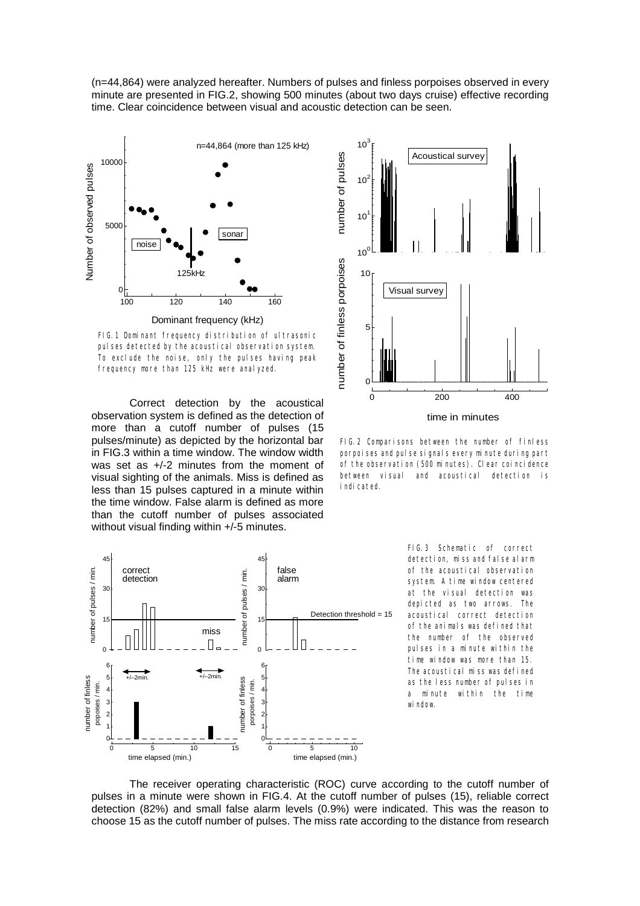(n=44,864) were analyzed hereafter. Numbers of pulses and finless porpoises observed in every minute are presented in FIG.2, showing 500 minutes (about two days cruise) effective recording time. Clear coincidence between visual and acoustic detection can be seen.

FIG.1 Dominant frequency distribution of ultrasonic pulses detected by the acoustical observation system. To exclude the noise, only the pulses having peak frequency more than 125 kHz were analyzed.

FIG.2 Comparisons between the number of finless porpoises and pulse signals every minute during part of the observation (500 minutes). Clear coincidence between visual and acoustical detection is indicated.

Correct detection by the acoustical observation system is defined as the detection of more than a cutoff number of pulses (15 pulses/minute) as depicted by the horizontal bar in FIG.3 within a time window. The window width was set as +/-2 minutes from the moment of visual sighting of the animals. Miss is defined as less than 15 pulses captured in a minute within the time window. False alarm is defined as more than the cutoff number of pulses associated without visual finding within +/-5 minutes.

FIG.3 Schematic of correct detection, miss and false alarm of the acoustical observation system. A time window centered at the visual detection was depicted as two arrows. The acoustical correct detection of the animals was defined that the number of the observed pulses in the time window was more than 15. The acoustical miss was defined as the less number of pulses in a minute within the time window.

The receiver operating characteristic (ROC) curve according to the cutoff number of pulses in a minute were shown in FIG.4. At the cutoff number of pulses (15), reliable correct detection (82%) and small false alarm levels (0.9%) were indicated. This was the reason to choose 15 as the cutoff number of pulses. The miss rate according to the distance from research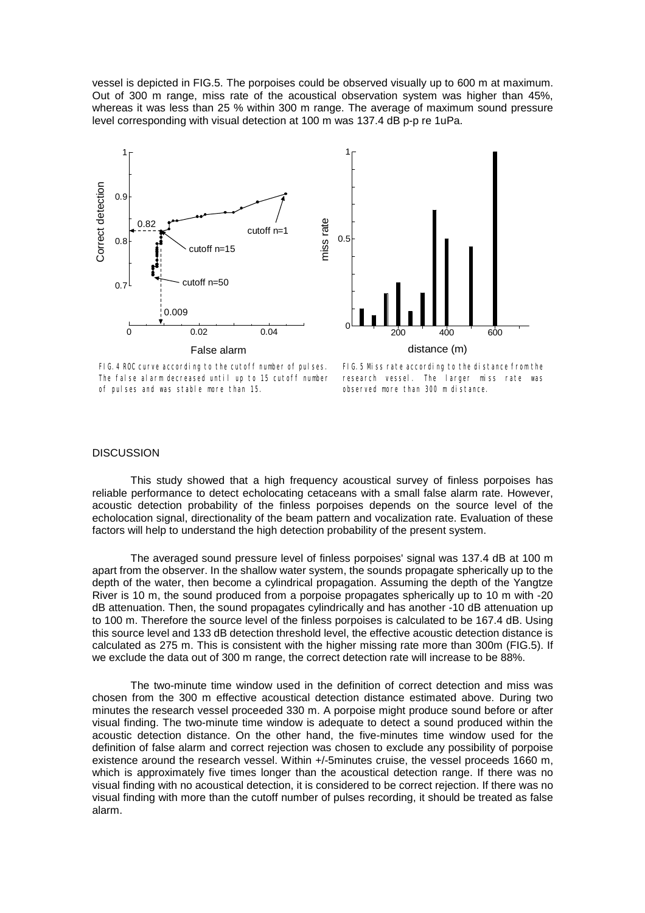vessel is depicted in FIG.5. The porpoises could be observed visually up to 600 m at maximum. Out of 300 m range, miss rate of the acoustical observation system was higher than 45%, whereas it was less than 25 % within 300 m range. The average of maximum sound pressure level corresponding with visual detection at 100 m was 137.4 dB p-p re 1uPa.

FIG. 4 ROC curve according to the cutoff number of pulses. The false alarm decreased until up to 15 cutoff number of pulses and was stable more than 15.

FIG. 5 Miss rate according to the distance from the research vessel. The larger miss rate was observed more than 300 m distance.

## DISCUSSION

This study showed that a high frequency acoustical survey of finless porpoises has reliable performance to detect echolocating cetaceans with a small false alarm rate. However, acoustic detection probability of the finless porpoises depends on the source level of the echolocation signal, directionality of the beam pattern and vocalization rate. Evaluation of these factors will help to understand the high detection probability of the present system.

The averaged sound pressure level of finless porpoises' signal was 137.4 dB at 100 m apart from the observer. In the shallow water system, the sounds propagate spherically up to the depth of the water, then become a cylindrical propagation. Assuming the depth of the Yangtze River is 10 m, the sound produced from a porpoise propagates spherically up to 10 m with -20 dB attenuation. Then, the sound propagates cylindrically and has another -10 dB attenuation up to 100 m. Therefore the source level of the finless porpoises is calculated to be 167.4 dB. Using this source level and 133 dB detection threshold level, the effective acoustic detection distance is calculated as 275 m. This is consistent with the higher missing rate more than 300m (FIG.5). If we exclude the data out of 300 m range, the correct detection rate will increase to be 88%.

The two-minute time window used in the definition of correct detection and miss was chosen from the 300 m effective acoustical detection distance estimated above. During two minutes the research vessel proceeded 330 m. A porpoise might produce sound before or after visual finding. The two-minute time window is adequate to detect a sound produced within the acoustic detection distance. On the other hand, the five-minutes time window used for the definition of false alarm and correct rejection was chosen to exclude any possibility of porpoise existence around the research vessel. Within +/-5minutes cruise, the vessel proceeds 1660 m, which is approximately five times longer than the acoustical detection range. If there was no visual finding with no acoustical detection, it is considered to be correct rejection. If there was no visual finding with more than the cutoff number of pulses recording, it should be treated as false alarm.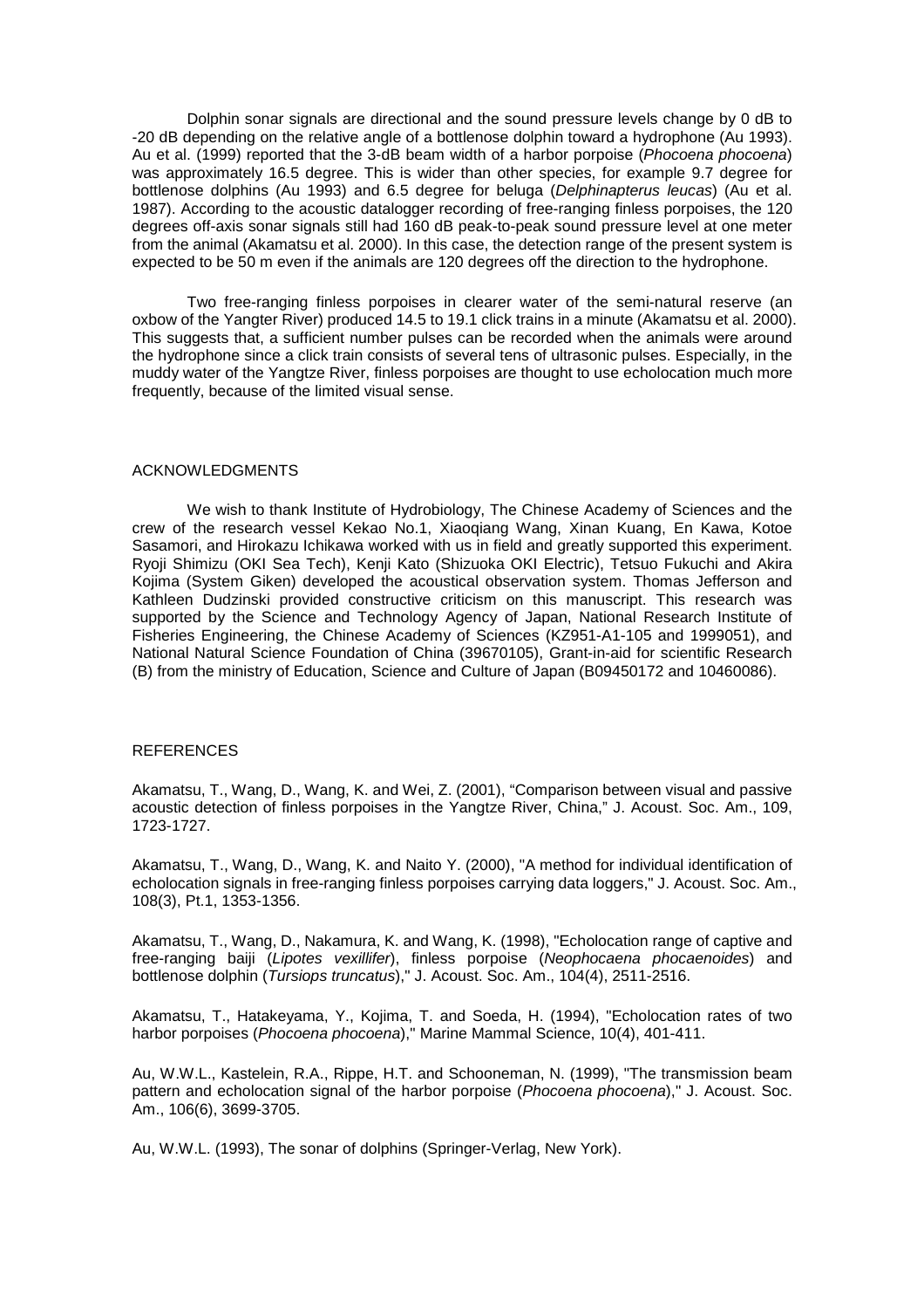Dolphin sonar signals are directional and the sound pressure levels change by 0 dB to -20 dB depending on the relative angle of a bottlenose dolphin toward a hydrophone (Au 1993). Au et al. (1999) reported that the 3-dB beam width of a harbor porpoise (*Phocoena phocoena*) was approximately 16.5 degree. This is wider than other species, for example 9.7 degree for bottlenose dolphins (Au 1993) and 6.5 degree for beluga (*Delphinapterus leucas*) (Au et al. 1987). According to the acoustic datalogger recording of free-ranging finless porpoises, the 120 degrees off-axis sonar signals still had 160 dB peak-to-peak sound pressure level at one meter from the animal (Akamatsu et al. 2000). In this case, the detection range of the present system is expected to be 50 m even if the animals are 120 degrees off the direction to the hydrophone.

Two free-ranging finless porpoises in clearer water of the semi-natural reserve (an oxbow of the Yangter River) produced 14.5 to 19.1 click trains in a minute (Akamatsu et al. 2000). This suggests that, a sufficient number pulses can be recorded when the animals were around the hydrophone since a click train consists of several tens of ultrasonic pulses. Especially, in the muddy water of the Yangtze River, finless porpoises are thought to use echolocation much more frequently, because of the limited visual sense.

## ACKNOWLEDGMENTS

We wish to thank Institute of Hydrobiology, The Chinese Academy of Sciences and the crew of the research vessel Kekao No.1, Xiaoqiang Wang, Xinan Kuang, En Kawa, Kotoe Sasamori, and Hirokazu Ichikawa worked with us in field and greatly supported this experiment. Ryoji Shimizu (OKI Sea Tech), Kenji Kato (Shizuoka OKI Electric), Tetsuo Fukuchi and Akira Kojima (System Giken) developed the acoustical observation system. Thomas Jefferson and Kathleen Dudzinski provided constructive criticism on this manuscript. This research was supported by the Science and Technology Agency of Japan, National Research Institute of Fisheries Engineering, the Chinese Academy of Sciences (KZ951-A1-105 and 1999051), and National Natural Science Foundation of China (39670105), Grant-in-aid for scientific Research (B) from the ministry of Education, Science and Culture of Japan (B09450172 and 10460086).

## REFERENCES

Akamatsu, T., Wang, D., Wang, K. and Wei, Z. (2001), "Comparison between visual and passive acoustic detection of finless porpoises in the Yangtze River, China," J. Acoust. Soc. Am., 109, 1723-1727.

Akamatsu, T., Wang, D., Wang, K. and Naito Y. (2000), "A method for individual identification of echolocation signals in free-ranging finless porpoises carrying data loggers," J. Acoust. Soc. Am., 108(3), Pt.1, 1353-1356.

Akamatsu, T., Wang, D., Nakamura, K. and Wang, K. (1998), "Echolocation range of captive and free-ranging baiji (*Lipotes vexillifer*), finless porpoise (*Neophocaena phocaenoides*) and bottlenose dolphin (*Tursiops truncatus*)," J. Acoust. Soc. Am., 104(4), 2511-2516.

Akamatsu, T., Hatakeyama, Y., Kojima, T. and Soeda, H. (1994), "Echolocation rates of two harbor porpoises (*Phocoena phocoena*)," Marine Mammal Science, 10(4), 401-411.

Au, W.W.L., Kastelein, R.A., Rippe, H.T. and Schooneman, N. (1999), "The transmission beam pattern and echolocation signal of the harbor porpoise (*Phocoena phocoena*)," J. Acoust. Soc. Am., 106(6), 3699-3705.

Au, W.W.L. (1993), The sonar of dolphins (Springer-Verlag, New York).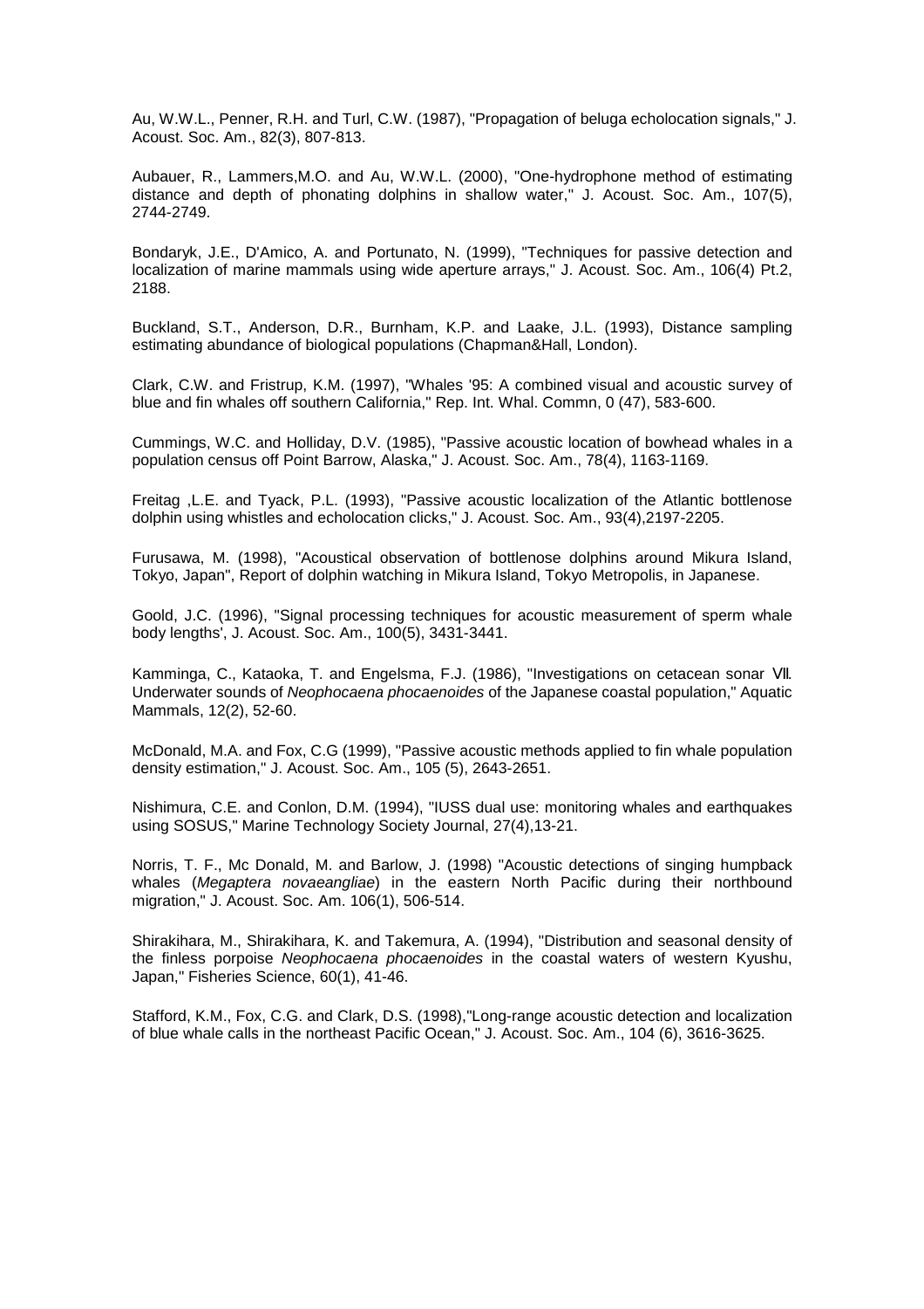Au, W.W.L., Penner, R.H. and Turl, C.W. (1987), "Propagation of beluga echolocation signals," J. Acoust. Soc. Am., 82(3), 807-813.

Aubauer, R., Lammers,M.O. and Au, W.W.L. (2000), "One-hydrophone method of estimating distance and depth of phonating dolphins in shallow water," J. Acoust. Soc. Am., 107(5), 2744-2749.

Bondaryk, J.E., D'Amico, A. and Portunato, N. (1999), "Techniques for passive detection and localization of marine mammals using wide aperture arrays," J. Acoust. Soc. Am., 106(4) Pt.2, 2188.

Buckland, S.T., Anderson, D.R., Burnham, K.P. and Laake, J.L. (1993), Distance sampling estimating abundance of biological populations (Chapman&Hall, London).

Clark, C.W. and Fristrup, K.M. (1997), "Whales '95: A combined visual and acoustic survey of blue and fin whales off southern California," Rep. Int. Whal. Commn, 0 (47), 583-600.

Cummings, W.C. and Holliday, D.V. (1985), "Passive acoustic location of bowhead whales in a population census off Point Barrow, Alaska," J. Acoust. Soc. Am., 78(4), 1163-1169.

Freitag ,L.E. and Tyack, P.L. (1993), "Passive acoustic localization of the Atlantic bottlenose dolphin using whistles and echolocation clicks," J. Acoust. Soc. Am., 93(4),2197-2205.

Furusawa, M. (1998), "Acoustical observation of bottlenose dolphins around Mikura Island, Tokyo, Japan", Report of dolphin watching in Mikura Island, Tokyo Metropolis, in Japanese.

Goold, J.C. (1996), "Signal processing techniques for acoustic measurement of sperm whale body lengths', J. Acoust. Soc. Am., 100(5), 3431-3441.

Kamminga, C., Kataoka, T. and Engelsma, F.J. (1986), "Investigations on cetacean sonar Ⅶ. Underwater sounds of *Neophocaena phocaenoides* of the Japanese coastal population," Aquatic Mammals, 12(2), 52-60.

McDonald, M.A. and Fox, C.G (1999), "Passive acoustic methods applied to fin whale population density estimation," J. Acoust. Soc. Am., 105 (5), 2643-2651.

Nishimura, C.E. and Conlon, D.M. (1994), "IUSS dual use: monitoring whales and earthquakes using SOSUS," Marine Technology Society Journal, 27(4),13-21.

Norris, T. F., Mc Donald, M. and Barlow, J. (1998) "Acoustic detections of singing humpback whales (*Megaptera novaeangliae*) in the eastern North Pacific during their northbound migration," J. Acoust. Soc. Am. 106(1), 506-514.

Shirakihara, M., Shirakihara, K. and Takemura, A. (1994), "Distribution and seasonal density of the finless porpoise *Neophocaena phocaenoides* in the coastal waters of western Kyushu, Japan," Fisheries Science, 60(1), 41-46.

Stafford, K.M., Fox, C.G. and Clark, D.S. (1998),"Long-range acoustic detection and localization of blue whale calls in the northeast Pacific Ocean," J. Acoust. Soc. Am., 104 (6), 3616-3625.